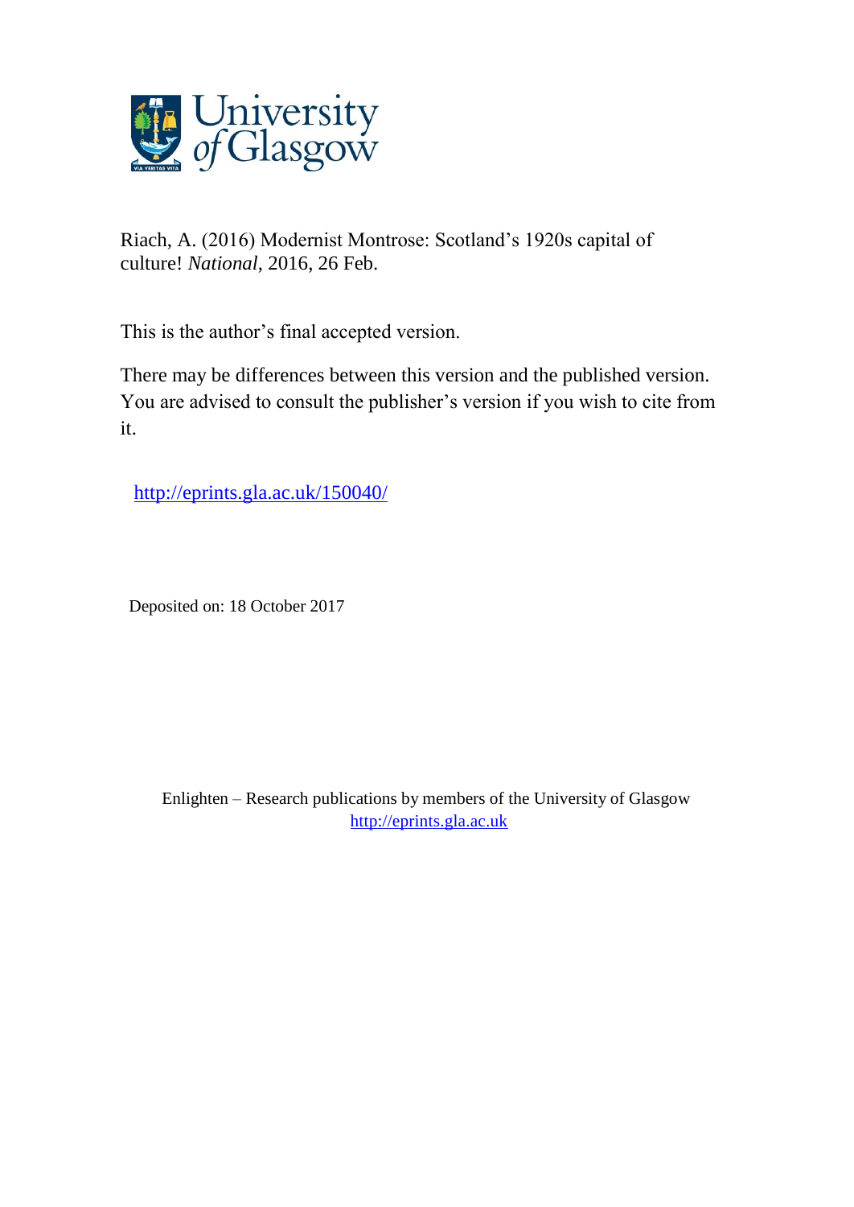Riach, A. (2016) Modernist Montrose: Scotland's 1920s capital of culture! *National*, 2016, 26 Feb.

This is the author's final accepted version.

There may be differences between this version and the published version. You are advised to consult the publisher's version if you wish to cite from it.

http://eprints.gla.ac.uk/150040/

Deposited on: 18 October 2017

Enlighten – Research publications by members of the University of Glasgow
http://eprints.gla.ac.uk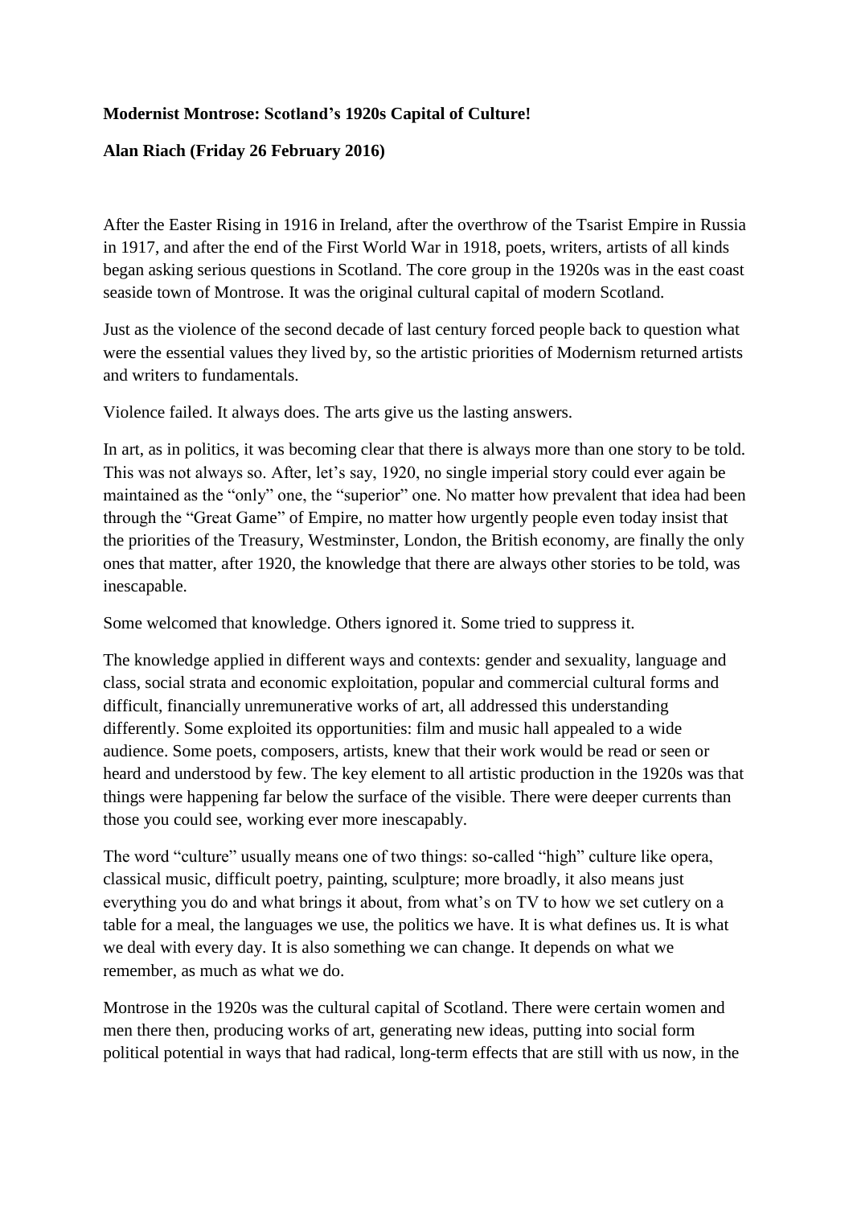**Modernist Montrose: Scotland's 1920s Capital of Culture!**

**Alan Riach (Friday 26 February 2016)**

After the Easter Rising in 1916 in Ireland, after the overthrow of the Tsarist Empire in Russia in 1917, and after the end of the First World War in 1918, poets, writers, artists of all kinds began asking serious questions in Scotland. The core group in the 1920s was in the east coast seaside town of Montrose. It was the original cultural capital of modern Scotland.

Just as the violence of the second decade of last century forced people back to question what were the essential values they lived by, so the artistic priorities of Modernism returned artists and writers to fundamentals.

Violence failed. It always does. The arts give us the lasting answers.

In art, as in politics, it was becoming clear that there is always more than one story to be told. This was not always so. After, let's say, 1920, no single imperial story could ever again be maintained as the "only" one, the "superior" one. No matter how prevalent that idea had been through the "Great Game" of Empire, no matter how urgently people even today insist that the priorities of the Treasury, Westminster, London, the British economy, are finally the only ones that matter, after 1920, the knowledge that there are always other stories to be told, was inescapable.

Some welcomed that knowledge. Others ignored it. Some tried to suppress it.

The knowledge applied in different ways and contexts: gender and sexuality, language and class, social strata and economic exploitation, popular and commercial cultural forms and difficult, financially unremunerative works of art, all addressed this understanding differently. Some exploited its opportunities: film and music hall appealed to a wide audience. Some poets, composers, artists, knew that their work would be read or seen or heard and understood by few. The key element to all artistic production in the 1920s was that things were happening far below the surface of the visible. There were deeper currents than those you could see, working ever more inescapably.

The word "culture" usually means one of two things: so-called "high" culture like opera, classical music, difficult poetry, painting, sculpture; more broadly, it also means just everything you do and what brings it about, from what's on TV to how we set cutlery on a table for a meal, the languages we use, the politics we have. It is what defines us. It is what we deal with every day. It is also something we can change. It depends on what we remember, as much as what we do.

Montrose in the 1920s was the cultural capital of Scotland. There were certain women and men there then, producing works of art, generating new ideas, putting into social form political potential in ways that had radical, long-term effects that are still with us now, in the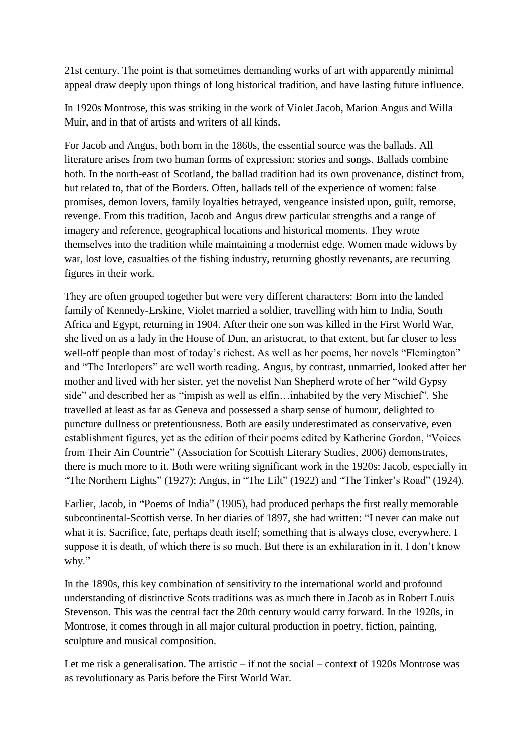21st century. The point is that sometimes demanding works of art with apparently minimal appeal draw deeply upon things of long historical tradition, and have lasting future influence.

In 1920s Montrose, this was striking in the work of Violet Jacob, Marion Angus and Willa Muir, and in that of artists and writers of all kinds.

For Jacob and Angus, both born in the 1860s, the essential source was the ballads. All literature arises from two human forms of expression: stories and songs. Ballads combine both. In the north-east of Scotland, the ballad tradition had its own provenance, distinct from, but related to, that of the Borders. Often, ballads tell of the experience of women: false promises, demon lovers, family loyalties betrayed, vengeance insisted upon, guilt, remorse, revenge. From this tradition, Jacob and Angus drew particular strengths and a range of imagery and reference, geographical locations and historical moments. They wrote themselves into the tradition while maintaining a modernist edge. Women made widows by war, lost love, casualties of the fishing industry, returning ghostly revenants, are recurring figures in their work.

They are often grouped together but were very different characters: Born into the landed family of Kennedy-Erskine, Violet married a soldier, travelling with him to India, South Africa and Egypt, returning in 1904. After their one son was killed in the First World War, she lived on as a lady in the House of Dun, an aristocrat, to that extent, but far closer to less well-off people than most of today's richest. As well as her poems, her novels "Flemington" and "The Interlopers" are well worth reading. Angus, by contrast, unmarried, looked after her mother and lived with her sister, yet the novelist Nan Shepherd wrote of her "wild Gypsy side" and described her as "impish as well as elfin…inhabited by the very Mischief". She travelled at least as far as Geneva and possessed a sharp sense of humour, delighted to puncture dullness or pretentiousness. Both are easily underestimated as conservative, even establishment figures, yet as the edition of their poems edited by Katherine Gordon, "Voices from Their Ain Countrie" (Association for Scottish Literary Studies, 2006) demonstrates, there is much more to it. Both were writing significant work in the 1920s: Jacob, especially in "The Northern Lights" (1927); Angus, in "The Lilt" (1922) and "The Tinker's Road" (1924).

Earlier, Jacob, in "Poems of India" (1905), had produced perhaps the first really memorable subcontinental-Scottish verse. In her diaries of 1897, she had written: "I never can make out what it is. Sacrifice, fate, perhaps death itself; something that is always close, everywhere. I suppose it is death, of which there is so much. But there is an exhilaration in it, I don't know why."

In the 1890s, this key combination of sensitivity to the international world and profound understanding of distinctive Scots traditions was as much there in Jacob as in Robert Louis Stevenson. This was the central fact the 20th century would carry forward. In the 1920s, in Montrose, it comes through in all major cultural production in poetry, fiction, painting, sculpture and musical composition.

Let me risk a generalisation. The artistic – if not the social – context of 1920s Montrose was as revolutionary as Paris before the First World War.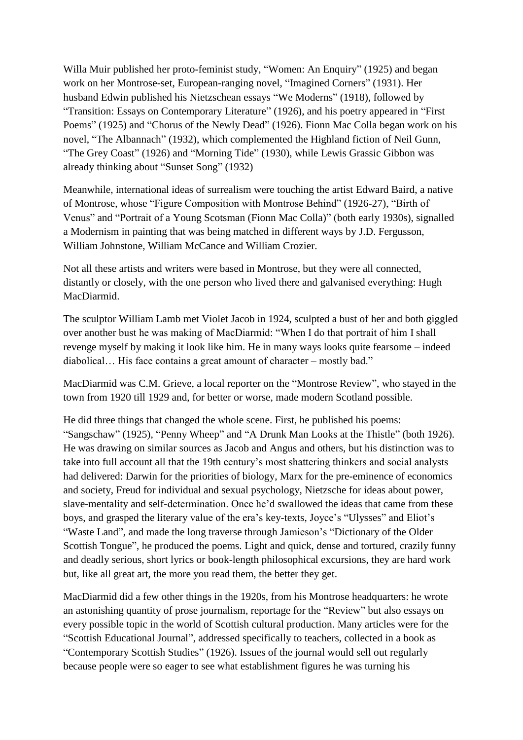Willa Muir published her proto-feminist study, "Women: An Enquiry" (1925) and began work on her Montrose-set, European-ranging novel, "Imagined Corners" (1931). Her husband Edwin published his Nietzschean essays "We Moderns" (1918), followed by "Transition: Essays on Contemporary Literature" (1926), and his poetry appeared in "First Poems" (1925) and "Chorus of the Newly Dead" (1926). Fionn Mac Colla began work on his novel, "The Albannach" (1932), which complemented the Highland fiction of Neil Gunn, "The Grey Coast" (1926) and "Morning Tide" (1930), while Lewis Grassic Gibbon was already thinking about "Sunset Song" (1932)

Meanwhile, international ideas of surrealism were touching the artist Edward Baird, a native of Montrose, whose "Figure Composition with Montrose Behind" (1926-27), "Birth of Venus" and "Portrait of a Young Scotsman (Fionn Mac Colla)" (both early 1930s), signalled a Modernism in painting that was being matched in different ways by J.D. Fergusson, William Johnstone, William McCance and William Crozier.

Not all these artists and writers were based in Montrose, but they were all connected, distantly or closely, with the one person who lived there and galvanised everything: Hugh MacDiarmid.

The sculptor William Lamb met Violet Jacob in 1924, sculpted a bust of her and both giggled over another bust he was making of MacDiarmid: "When I do that portrait of him I shall revenge myself by making it look like him. He in many ways looks quite fearsome – indeed diabolical… His face contains a great amount of character – mostly bad."

MacDiarmid was C.M. Grieve, a local reporter on the "Montrose Review", who stayed in the town from 1920 till 1929 and, for better or worse, made modern Scotland possible.

He did three things that changed the whole scene. First, he published his poems: "Sangschaw" (1925), "Penny Wheep" and "A Drunk Man Looks at the Thistle" (both 1926). He was drawing on similar sources as Jacob and Angus and others, but his distinction was to take into full account all that the 19th century's most shattering thinkers and social analysts had delivered: Darwin for the priorities of biology, Marx for the pre-eminence of economics and society, Freud for individual and sexual psychology, Nietzsche for ideas about power, slave-mentality and self-determination. Once he'd swallowed the ideas that came from these boys, and grasped the literary value of the era's key-texts, Joyce's "Ulysses" and Eliot's "Waste Land", and made the long traverse through Jamieson's "Dictionary of the Older Scottish Tongue", he produced the poems. Light and quick, dense and tortured, crazily funny and deadly serious, short lyrics or book-length philosophical excursions, they are hard work but, like all great art, the more you read them, the better they get.

MacDiarmid did a few other things in the 1920s, from his Montrose headquarters: he wrote an astonishing quantity of prose journalism, reportage for the "Review" but also essays on every possible topic in the world of Scottish cultural production. Many articles were for the "Scottish Educational Journal", addressed specifically to teachers, collected in a book as "Contemporary Scottish Studies" (1926). Issues of the journal would sell out regularly because people were so eager to see what establishment figures he was turning his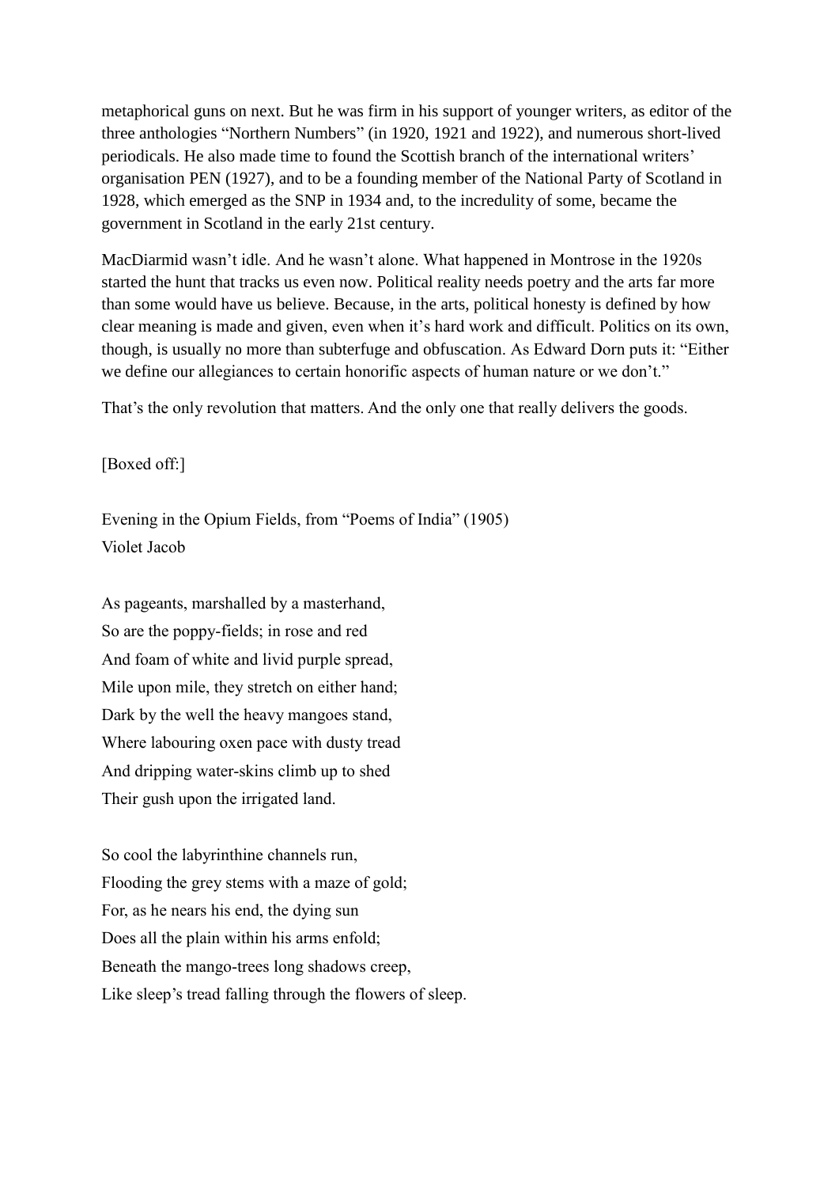metaphorical guns on next. But he was firm in his support of younger writers, as editor of the three anthologies "Northern Numbers" (in 1920, 1921 and 1922), and numerous short-lived periodicals. He also made time to found the Scottish branch of the international writers' organisation PEN (1927), and to be a founding member of the National Party of Scotland in 1928, which emerged as the SNP in 1934 and, to the incredulity of some, became the government in Scotland in the early 21st century.

MacDiarmid wasn't idle. And he wasn't alone. What happened in Montrose in the 1920s started the hunt that tracks us even now. Political reality needs poetry and the arts far more than some would have us believe. Because, in the arts, political honesty is defined by how clear meaning is made and given, even when it's hard work and difficult. Politics on its own, though, is usually no more than subterfuge and obfuscation. As Edward Dorn puts it: "Either we define our allegiances to certain honorific aspects of human nature or we don't."

That's the only revolution that matters. And the only one that really delivers the goods.

[Boxed off:]

Evening in the Opium Fields, from "Poems of India" (1905)
Violet Jacob

As pageants, marshalled by a masterhand,
So are the poppy-fields; in rose and red
And foam of white and livid purple spread,
Mile upon mile, they stretch on either hand;
Dark by the well the heavy mangoes stand,
Where labouring oxen pace with dusty tread
And dripping water-skins climb up to shed
Their gush upon the irrigated land.

So cool the labyrinthine channels run,
Flooding the grey stems with a maze of gold;
For, as he nears his end, the dying sun
Does all the plain within his arms enfold;
Beneath the mango-trees long shadows creep,
Like sleep's tread falling through the flowers of sleep.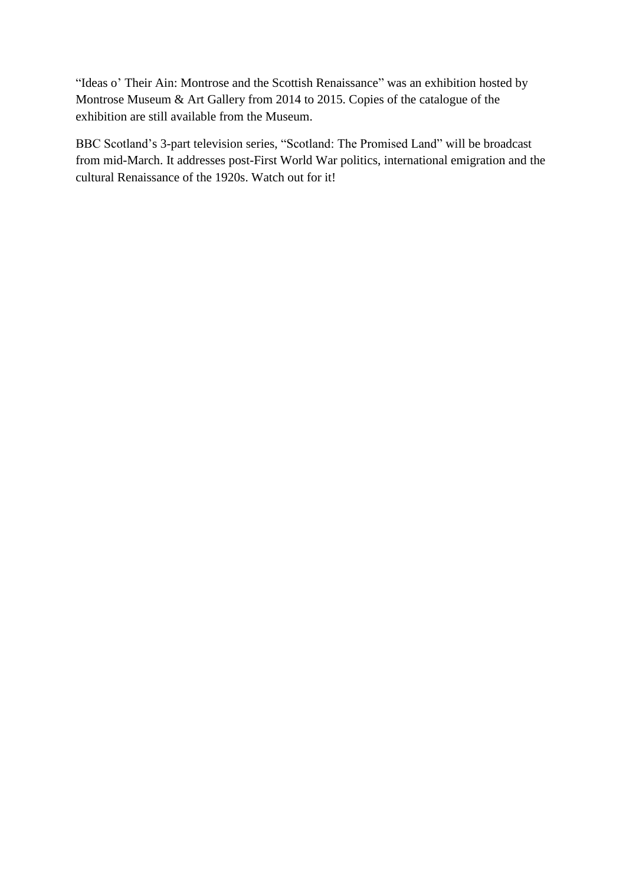"Ideas o' Their Ain: Montrose and the Scottish Renaissance" was an exhibition hosted by Montrose Museum & Art Gallery from 2014 to 2015. Copies of the catalogue of the exhibition are still available from the Museum.

BBC Scotland's 3-part television series, "Scotland: The Promised Land" will be broadcast from mid-March. It addresses post-First World War politics, international emigration and the cultural Renaissance of the 1920s. Watch out for it!